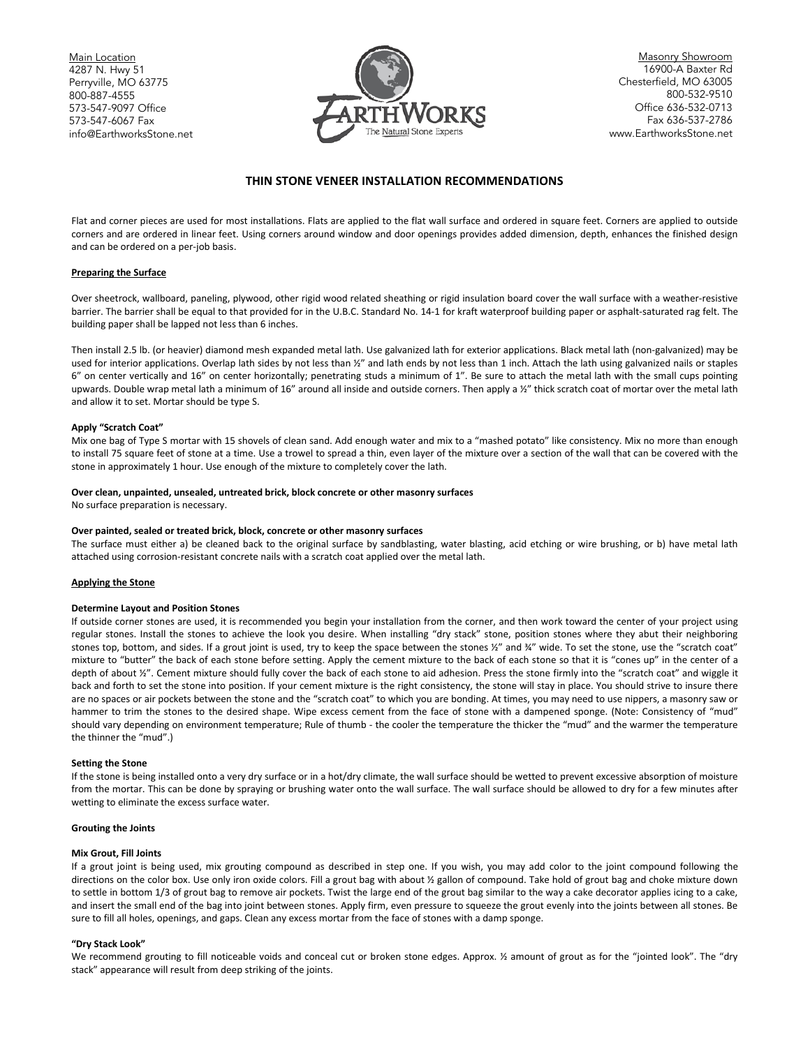Main Location
4287 N. Hwy 51
Perryville, MO 63775
800-887-4555
573-547-9097 Office
573-547-6067 Fax
info@EarthworksStone.net

EARTHWORKS
The Natural Stone Experts

Masonry Showroom
16900-A Baxter Rd
Chesterfield, MO 63005
800-532-9510
Office 636-532-0713
Fax 636-537-2786
www.EarthworksStone.net

# THIN STONE VENEER INSTALLATION RECOMMENDATIONS

Flat and corner pieces are used for most installations. Flats are applied to the flat wall surface and ordered in square feet. Corners are applied to outside corners and are ordered in linear feet. Using corners around window and door openings provides added dimension, depth, enhances the finished design and can be ordered on a per-job basis.

## Preparing the Surface

Over sheetrock, wallboard, paneling, plywood, other rigid wood related sheathing or rigid insulation board cover the wall surface with a weather-resistive barrier. The barrier shall be equal to that provided for in the U.B.C. Standard No. 14-1 for kraft waterproof building paper or asphalt-saturated rag felt. The building paper shall be lapped not less than 6 inches.

Then install 2.5 lb. (or heavier) diamond mesh expanded metal lath. Use galvanized lath for exterior applications. Black metal lath (non-galvanized) may be used for interior applications. Overlap lath sides by not less than ½" and lath ends by not less than 1 inch. Attach the lath using galvanized nails or staples 6" on center vertically and 16" on center horizontally; penetrating studs a minimum of 1". Be sure to attach the metal lath with the small cups pointing upwards. Double wrap metal lath a minimum of 16" around all inside and outside corners. Then apply a ½" thick scratch coat of mortar over the metal lath and allow it to set. Mortar should be type S.

### Apply "Scratch Coat"

Mix one bag of Type S mortar with 15 shovels of clean sand. Add enough water and mix to a "mashed potato" like consistency. Mix no more than enough to install 75 square feet of stone at a time. Use a trowel to spread a thin, even layer of the mixture over a section of the wall that can be covered with the stone in approximately 1 hour. Use enough of the mixture to completely cover the lath.

### Over clean, unpainted, unsealed, untreated brick, block concrete or other masonry surfaces

No surface preparation is necessary.

### Over painted, sealed or treated brick, block, concrete or other masonry surfaces

The surface must either a) be cleaned back to the original surface by sandblasting, water blasting, acid etching or wire brushing, or b) have metal lath attached using corrosion-resistant concrete nails with a scratch coat applied over the metal lath.

## Applying the Stone

### Determine Layout and Position Stones

If outside corner stones are used, it is recommended you begin your installation from the corner, and then work toward the center of your project using regular stones. Install the stones to achieve the look you desire. When installing "dry stack" stone, position stones where they abut their neighboring stones top, bottom, and sides. If a grout joint is used, try to keep the space between the stones ½" and ¾" wide. To set the stone, use the "scratch coat" mixture to "butter" the back of each stone before setting. Apply the cement mixture to the back of each stone so that it is "cones up" in the center of a depth of about ½". Cement mixture should fully cover the back of each stone to aid adhesion. Press the stone firmly into the "scratch coat" and wiggle it back and forth to set the stone into position. If your cement mixture is the right consistency, the stone will stay in place. You should strive to insure there are no spaces or air pockets between the stone and the "scratch coat" to which you are bonding. At times, you may need to use nippers, a masonry saw or hammer to trim the stones to the desired shape. Wipe excess cement from the face of stone with a dampened sponge. (Note: Consistency of "mud" should vary depending on environment temperature; Rule of thumb - the cooler the temperature the thicker the "mud" and the warmer the temperature the thinner the "mud".)

### Setting the Stone

If the stone is being installed onto a very dry surface or in a hot/dry climate, the wall surface should be wetted to prevent excessive absorption of moisture from the mortar. This can be done by spraying or brushing water onto the wall surface. The wall surface should be allowed to dry for a few minutes after wetting to eliminate the excess surface water.

### Grouting the Joints

#### Mix Grout, Fill Joints

If a grout joint is being used, mix grouting compound as described in step one. If you wish, you may add color to the joint compound following the directions on the color box. Use only iron oxide colors. Fill a grout bag with about ½ gallon of compound. Take hold of grout bag and choke mixture down to settle in bottom 1/3 of grout bag to remove air pockets. Twist the large end of the grout bag similar to the way a cake decorator applies icing to a cake, and insert the small end of the bag into joint between stones. Apply firm, even pressure to squeeze the grout evenly into the joints between all stones. Be sure to fill all holes, openings, and gaps. Clean any excess mortar from the face of stones with a damp sponge.

#### "Dry Stack Look"

We recommend grouting to fill noticeable voids and conceal cut or broken stone edges. Approx. ½ amount of grout as for the "jointed look". The "dry stack" appearance will result from deep striking of the joints.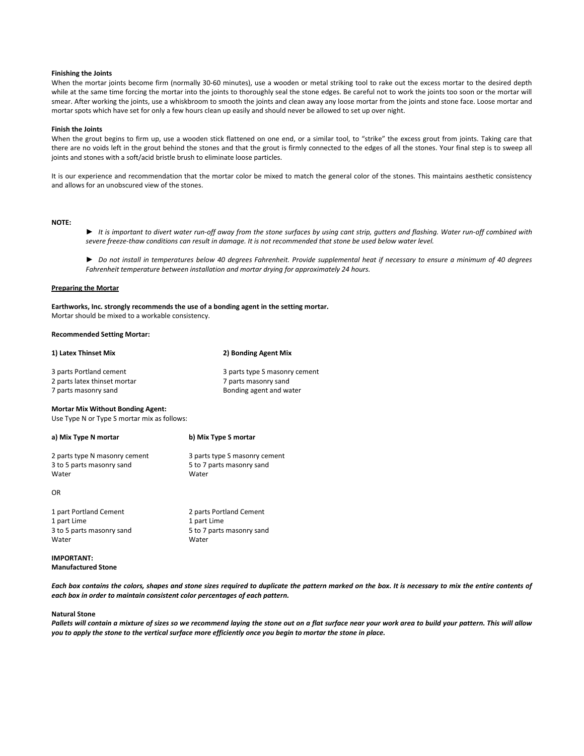**Finishing the Joints**

When the mortar joints become firm (normally 30-60 minutes), use a wooden or metal striking tool to rake out the excess mortar to the desired depth while at the same time forcing the mortar into the joints to thoroughly seal the stone edges. Be careful not to work the joints too soon or the mortar will smear. After working the joints, use a whiskbroom to smooth the joints and clean away any loose mortar from the joints and stone face. Loose mortar and mortar spots which have set for only a few hours clean up easily and should never be allowed to set up over night.

**Finish the Joints**

When the grout begins to firm up, use a wooden stick flattened on one end, or a similar tool, to "strike" the excess grout from joints. Taking care that there are no voids left in the grout behind the stones and that the grout is firmly connected to the edges of all the stones. Your final step is to sweep all joints and stones with a soft/acid bristle brush to eliminate loose particles.

It is our experience and recommendation that the mortar color be mixed to match the general color of the stones. This maintains aesthetic consistency and allows for an unobscured view of the stones.

**NOTE:**

► *It is important to divert water run-off away from the stone surfaces by using cant strip, gutters and flashing. Water run-off combined with severe freeze-thaw conditions can result in damage. It is not recommended that stone be used below water level.*

► *Do not install in temperatures below 40 degrees Fahrenheit. Provide supplemental heat if necessary to ensure a minimum of 40 degrees Fahrenheit temperature between installation and mortar drying for approximately 24 hours.*

**<u>Preparing the Mortar</u>**

**Earthworks, Inc. strongly recommends the use of a bonding agent in the setting mortar.**
Mortar should be mixed to a workable consistency.

**Recommended Setting Mortar:**

| **1) Latex Thinset Mix** | **2) Bonding Agent Mix** |
|---|---|
| 3 parts Portland cement | 3 parts type S masonry cement |
| 2 parts latex thinset mortar | 7 parts masonry sand |
| 7 parts masonry sand | Bonding agent and water |

**Mortar Mix Without Bonding Agent:**
Use Type N or Type S mortar mix as follows:

| **a) Mix Type N mortar** | **b) Mix Type S mortar** |
|---|---|
| 2 parts type N masonry cement | 3 parts type S masonry cement |
| 3 to 5 parts masonry sand | 5 to 7 parts masonry sand |
| Water | Water |

OR

| | |
|---|---|
| 1 part Portland Cement | 2 parts Portland Cement |
| 1 part Lime | 1 part Lime |
| 3 to 5 parts masonry sand | 5 to 7 parts masonry sand |
| Water | Water |

**IMPORTANT:**
**Manufactured Stone**

***Each box contains the colors, shapes and stone sizes required to duplicate the pattern marked on the box. It is necessary to mix the entire contents of each box in order to maintain consistent color percentages of each pattern.***

**Natural Stone**

***Pallets will contain a mixture of sizes so we recommend laying the stone out on a flat surface near your work area to build your pattern. This will allow you to apply the stone to the vertical surface more efficiently once you begin to mortar the stone in place.***